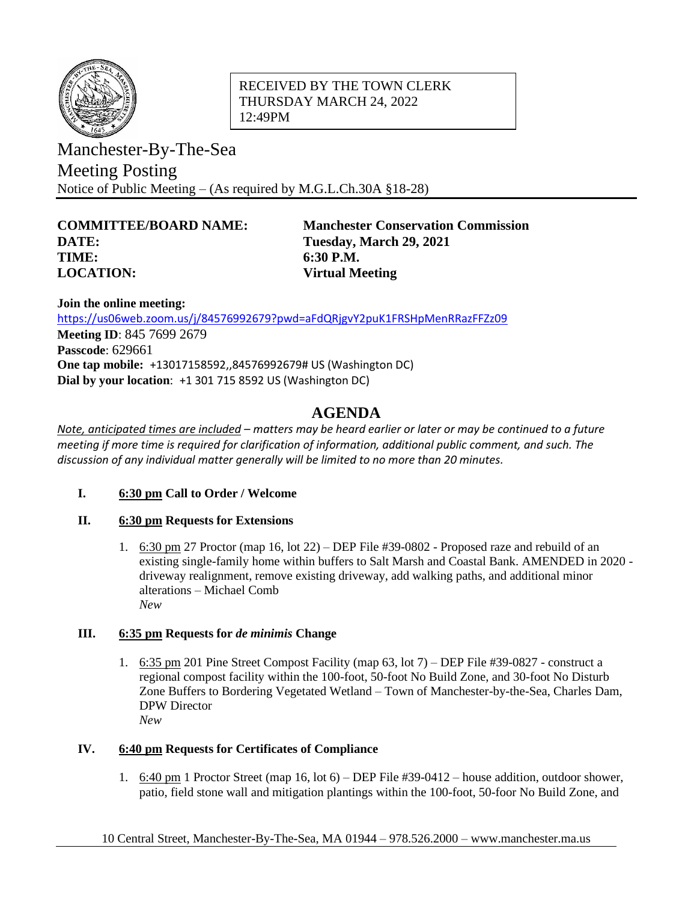RECEIVED BY THE TOWN CLERK
THURSDAY MARCH 24, 2022
12:49PM

# Manchester-By-The-Sea
## Meeting Posting

Notice of Public Meeting – (As required by M.G.L.Ch.30A §18-28)

**COMMITTEE/BOARD NAME:** **Manchester Conservation Commission**
**DATE:** **Tuesday, March 29, 2021**
**TIME:** **6:30 P.M.**
**LOCATION:** **Virtual Meeting**

**Join the online meeting:**
https://us06web.zoom.us/j/84576992679?pwd=aFdQRjgvY2puK1FRSHpMenRRazFFZz09
**Meeting ID**: 845 7699 2679
**Passcode**: 629661
**One tap mobile:** +13017158592,,84576992679# US (Washington DC)
**Dial by your location**: +1 301 715 8592 US (Washington DC)

## AGENDA

*Note, anticipated times are included – matters may be heard earlier or later or may be continued to a future meeting if more time is required for clarification of information, additional public comment, and such. The discussion of any individual matter generally will be limited to no more than 20 minutes.*

**I. 6:30 pm Call to Order / Welcome**

**II. 6:30 pm Requests for Extensions**

1. 6:30 pm 27 Proctor (map 16, lot 22) – DEP File #39-0802 - Proposed raze and rebuild of an existing single-family home within buffers to Salt Marsh and Coastal Bank. AMENDED in 2020 - driveway realignment, remove existing driveway, add walking paths, and additional minor alterations – Michael Comb
   *New*

**III. 6:35 pm Requests for *de minimis* Change**

1. 6:35 pm 201 Pine Street Compost Facility (map 63, lot 7) – DEP File #39-0827 - construct a regional compost facility within the 100-foot, 50-foot No Build Zone, and 30-foot No Disturb Zone Buffers to Bordering Vegetated Wetland – Town of Manchester-by-the-Sea, Charles Dam, DPW Director
   *New*

**IV. 6:40 pm Requests for Certificates of Compliance**

1. 6:40 pm 1 Proctor Street (map 16, lot 6) – DEP File #39-0412 – house addition, outdoor shower, patio, field stone wall and mitigation plantings within the 100-foot, 50-foor No Build Zone, and

10 Central Street, Manchester-By-The-Sea, MA 01944 – 978.526.2000 – www.manchester.ma.us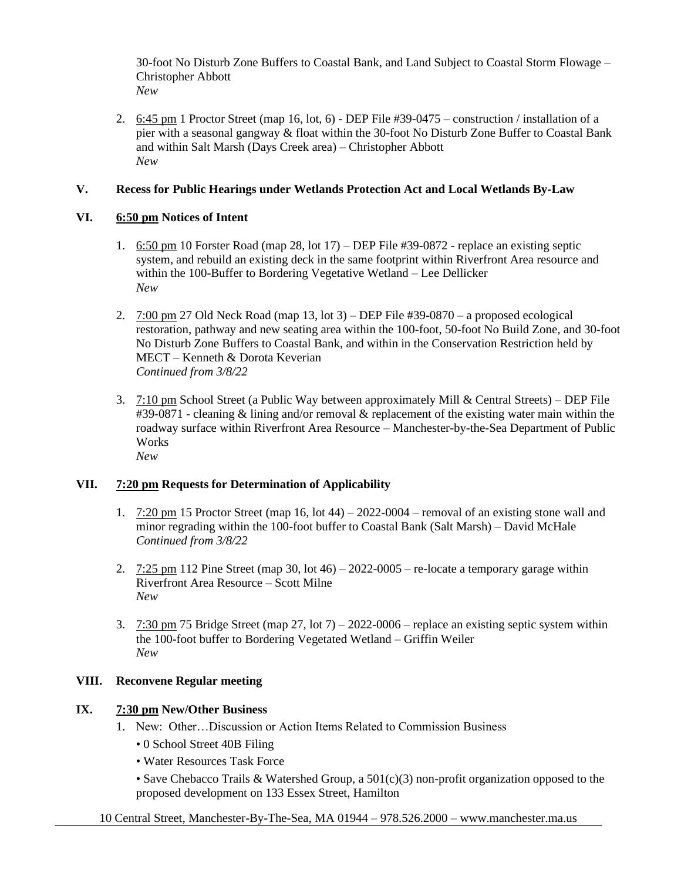30-foot No Disturb Zone Buffers to Coastal Bank, and Land Subject to Coastal Storm Flowage – Christopher Abbott
*New*

2. 6:45 pm 1 Proctor Street (map 16, lot, 6) - DEP File #39-0475 – construction / installation of a pier with a seasonal gangway & float within the 30-foot No Disturb Zone Buffer to Coastal Bank and within Salt Marsh (Days Creek area) – Christopher Abbott
*New*

## V. Recess for Public Hearings under Wetlands Protection Act and Local Wetlands By-Law

## VI. 6:50 pm Notices of Intent

1. 6:50 pm 10 Forster Road (map 28, lot 17) – DEP File #39-0872 - replace an existing septic system, and rebuild an existing deck in the same footprint within Riverfront Area resource and within the 100-Buffer to Bordering Vegetative Wetland – Lee Dellicker
*New*

2. 7:00 pm 27 Old Neck Road (map 13, lot 3) – DEP File #39-0870 – a proposed ecological restoration, pathway and new seating area within the 100-foot, 50-foot No Build Zone, and 30-foot No Disturb Zone Buffers to Coastal Bank, and within in the Conservation Restriction held by MECT – Kenneth & Dorota Keverian
*Continued from 3/8/22*

3. 7:10 pm School Street (a Public Way between approximately Mill & Central Streets) – DEP File #39-0871 - cleaning & lining and/or removal & replacement of the existing water main within the roadway surface within Riverfront Area Resource – Manchester-by-the-Sea Department of Public Works
*New*

## VII. 7:20 pm Requests for Determination of Applicability

1. 7:20 pm 15 Proctor Street (map 16, lot 44) – 2022-0004 – removal of an existing stone wall and minor regrading within the 100-foot buffer to Coastal Bank (Salt Marsh) – David McHale
*Continued from 3/8/22*

2. 7:25 pm 112 Pine Street (map 30, lot 46) – 2022-0005 – re-locate a temporary garage within Riverfront Area Resource – Scott Milne
*New*

3. 7:30 pm 75 Bridge Street (map 27, lot 7) – 2022-0006 – replace an existing septic system within the 100-foot buffer to Bordering Vegetated Wetland – Griffin Weiler
*New*

## VIII. Reconvene Regular meeting

## IX. 7:30 pm New/Other Business

1. New: Other…Discussion or Action Items Related to Commission Business
   - 0 School Street 40B Filing
   - Water Resources Task Force
   - Save Chebacco Trails & Watershed Group, a 501(c)(3) non-profit organization opposed to the proposed development on 133 Essex Street, Hamilton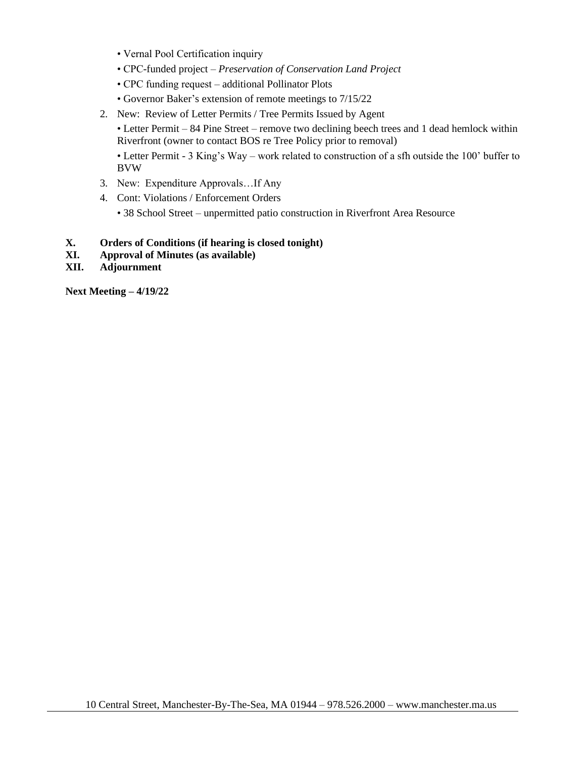- Vernal Pool Certification inquiry
- CPC-funded project – *Preservation of Conservation Land Project*
- CPC funding request – additional Pollinator Plots
- Governor Baker's extension of remote meetings to 7/15/22

2. New: Review of Letter Permits / Tree Permits Issued by Agent

   • Letter Permit – 84 Pine Street – remove two declining beech trees and 1 dead hemlock within Riverfront (owner to contact BOS re Tree Policy prior to removal)

   • Letter Permit - 3 King's Way – work related to construction of a sfh outside the 100' buffer to BVW

3. New: Expenditure Approvals…If Any
4. Cont: Violations / Enforcement Orders

   • 38 School Street – unpermitted patio construction in Riverfront Area Resource

**X. Orders of Conditions (if hearing is closed tonight)**

**XI. Approval of Minutes (as available)**

**XII. Adjournment**

**Next Meeting – 4/19/22**

10 Central Street, Manchester-By-The-Sea, MA 01944 – 978.526.2000 – www.manchester.ma.us